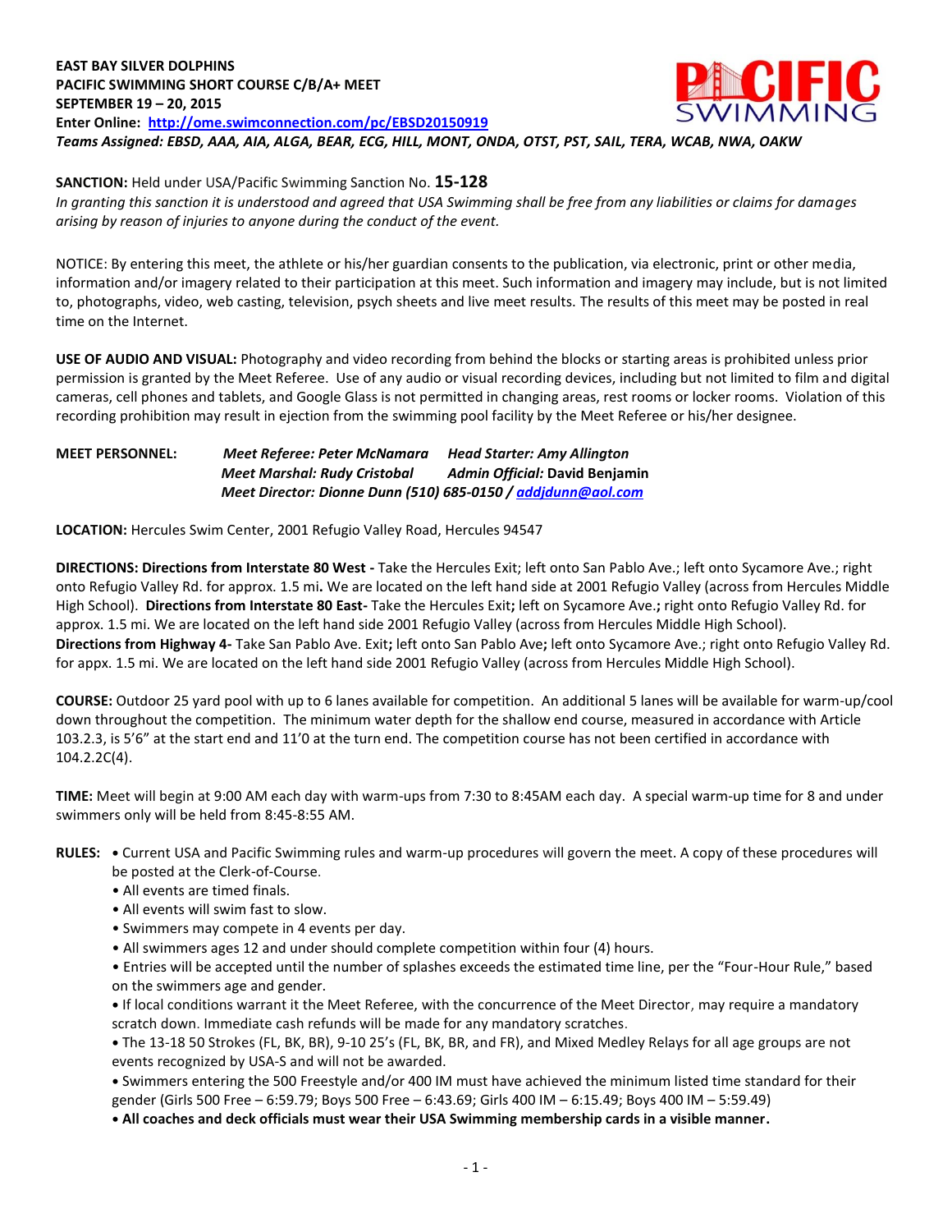**EAST BAY SILVER DOLPHINS**
**PACIFIC SWIMMING SHORT COURSE C/B/A+ MEET**
**SEPTEMBER 19 – 20, 2015**
**Enter Online: [http://ome.swimconnection.com/pc/EBSD20150919](http://ome.swimconnection.com/pc/EBSD20150919)**
***Teams Assigned: EBSD, AAA, AIA, ALGA, BEAR, ECG, HILL, MONT, ONDA, OTST, PST, SAIL, TERA, WCAB, NWA, OAKW***

**SANCTION:** Held under USA/Pacific Swimming Sanction No. **15-128**
*In granting this sanction it is understood and agreed that USA Swimming shall be free from any liabilities or claims for damages arising by reason of injuries to anyone during the conduct of the event.*

NOTICE: By entering this meet, the athlete or his/her guardian consents to the publication, via electronic, print or other media, information and/or imagery related to their participation at this meet. Such information and imagery may include, but is not limited to, photographs, video, web casting, television, psych sheets and live meet results. The results of this meet may be posted in real time on the Internet.

**USE OF AUDIO AND VISUAL:** Photography and video recording from behind the blocks or starting areas is prohibited unless prior permission is granted by the Meet Referee. Use of any audio or visual recording devices, including but not limited to film and digital cameras, cell phones and tablets, and Google Glass is not permitted in changing areas, rest rooms or locker rooms. Violation of this recording prohibition may result in ejection from the swimming pool facility by the Meet Referee or his/her designee.

**MEET PERSONNEL:** ***Meet Referee: Peter McNamara*** ***Head Starter: Amy Allington***
***Meet Marshal: Rudy Cristobal*** ***Admin Official:* David Benjamin**
***Meet Director: Dionne Dunn (510) 685-0150 / [addjdunn@aol.com](mailto:addjdunn@aol.com)***

**LOCATION:** Hercules Swim Center, 2001 Refugio Valley Road, Hercules 94547

**DIRECTIONS: Directions from Interstate 80 West -** Take the Hercules Exit; left onto San Pablo Ave.; left onto Sycamore Ave.; right onto Refugio Valley Rd. for approx. 1.5 mi**.** We are located on the left hand side at 2001 Refugio Valley (across from Hercules Middle High School). **Directions from Interstate 80 East-** Take the Hercules Exit**;** left on Sycamore Ave.**;** right onto Refugio Valley Rd. for approx. 1.5 mi. We are located on the left hand side 2001 Refugio Valley (across from Hercules Middle High School).
**Directions from Highway 4-** Take San Pablo Ave. Exit**;** left onto San Pablo Ave**;** left onto Sycamore Ave.; right onto Refugio Valley Rd. for appx. 1.5 mi. We are located on the left hand side 2001 Refugio Valley (across from Hercules Middle High School).

**COURSE:** Outdoor 25 yard pool with up to 6 lanes available for competition. An additional 5 lanes will be available for warm-up/cool down throughout the competition. The minimum water depth for the shallow end course, measured in accordance with Article 103.2.3, is 5'6" at the start end and 11'0 at the turn end. The competition course has not been certified in accordance with 104.2.2C(4).

**TIME:** Meet will begin at 9:00 AM each day with warm-ups from 7:30 to 8:45AM each day. A special warm-up time for 8 and under swimmers only will be held from 8:45-8:55 AM.

**RULES:**
- Current USA and Pacific Swimming rules and warm-up procedures will govern the meet. A copy of these procedures will be posted at the Clerk-of-Course.
- All events are timed finals.
- All events will swim fast to slow.
- Swimmers may compete in 4 events per day.
- All swimmers ages 12 and under should complete competition within four (4) hours.
- Entries will be accepted until the number of splashes exceeds the estimated time line, per the "Four-Hour Rule," based on the swimmers age and gender.
- If local conditions warrant it the Meet Referee, with the concurrence of the Meet Director, may require a mandatory scratch down. Immediate cash refunds will be made for any mandatory scratches.
- The 13-18 50 Strokes (FL, BK, BR), 9-10 25's (FL, BK, BR, and FR), and Mixed Medley Relays for all age groups are not events recognized by USA-S and will not be awarded.
- Swimmers entering the 500 Freestyle and/or 400 IM must have achieved the minimum listed time standard for their gender (Girls 500 Free – 6:59.79; Boys 500 Free – 6:43.69; Girls 400 IM – 6:15.49; Boys 400 IM – 5:59.49)
- **All coaches and deck officials must wear their USA Swimming membership cards in a visible manner.**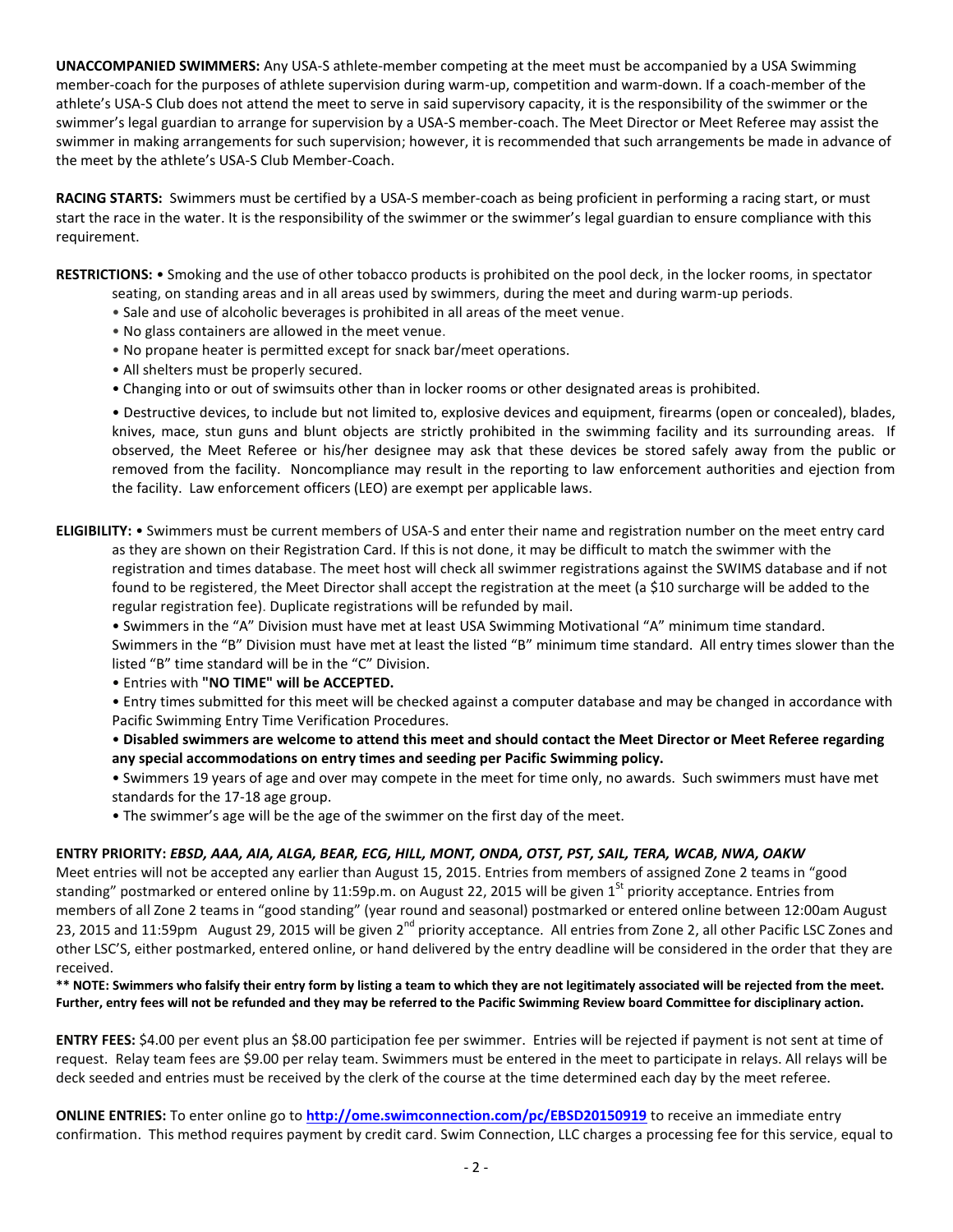**UNACCOMPANIED SWIMMERS:** Any USA-S athlete-member competing at the meet must be accompanied by a USA Swimming member-coach for the purposes of athlete supervision during warm-up, competition and warm-down. If a coach-member of the athlete's USA-S Club does not attend the meet to serve in said supervisory capacity, it is the responsibility of the swimmer or the swimmer's legal guardian to arrange for supervision by a USA-S member-coach. The Meet Director or Meet Referee may assist the swimmer in making arrangements for such supervision; however, it is recommended that such arrangements be made in advance of the meet by the athlete's USA-S Club Member-Coach.

**RACING STARTS:** Swimmers must be certified by a USA-S member-coach as being proficient in performing a racing start, or must start the race in the water. It is the responsibility of the swimmer or the swimmer's legal guardian to ensure compliance with this requirement.

**RESTRICTIONS:** • Smoking and the use of other tobacco products is prohibited on the pool deck, in the locker rooms, in spectator seating, on standing areas and in all areas used by swimmers, during the meet and during warm-up periods.

- Sale and use of alcoholic beverages is prohibited in all areas of the meet venue.
- No glass containers are allowed in the meet venue.
- No propane heater is permitted except for snack bar/meet operations.
- All shelters must be properly secured.
- Changing into or out of swimsuits other than in locker rooms or other designated areas is prohibited.
- Destructive devices, to include but not limited to, explosive devices and equipment, firearms (open or concealed), blades, knives, mace, stun guns and blunt objects are strictly prohibited in the swimming facility and its surrounding areas. If observed, the Meet Referee or his/her designee may ask that these devices be stored safely away from the public or removed from the facility. Noncompliance may result in the reporting to law enforcement authorities and ejection from the facility. Law enforcement officers (LEO) are exempt per applicable laws.

**ELIGIBILITY:** • Swimmers must be current members of USA-S and enter their name and registration number on the meet entry card as they are shown on their Registration Card. If this is not done, it may be difficult to match the swimmer with the registration and times database. The meet host will check all swimmer registrations against the SWIMS database and if not found to be registered, the Meet Director shall accept the registration at the meet (a $10 surcharge will be added to the regular registration fee). Duplicate registrations will be refunded by mail.

- Swimmers in the "A" Division must have met at least USA Swimming Motivational "A" minimum time standard. Swimmers in the "B" Division must have met at least the listed "B" minimum time standard. All entry times slower than the listed "B" time standard will be in the "C" Division.
- Entries with **"NO TIME" will be ACCEPTED.**
- Entry times submitted for this meet will be checked against a computer database and may be changed in accordance with Pacific Swimming Entry Time Verification Procedures.
- **Disabled swimmers are welcome to attend this meet and should contact the Meet Director or Meet Referee regarding any special accommodations on entry times and seeding per Pacific Swimming policy.**
- Swimmers 19 years of age and over may compete in the meet for time only, no awards. Such swimmers must have met standards for the 17-18 age group.
- The swimmer's age will be the age of the swimmer on the first day of the meet.

**ENTRY PRIORITY:** ***EBSD, AAA, AIA, ALGA, BEAR, ECG, HILL, MONT, ONDA, OTST, PST, SAIL, TERA, WCAB, NWA, OAKW***
Meet entries will not be accepted any earlier than August 15, 2015. Entries from members of assigned Zone 2 teams in "good standing" postmarked or entered online by 11:59p.m. on August 22, 2015 will be given 1st priority acceptance. Entries from members of all Zone 2 teams in "good standing" (year round and seasonal) postmarked or entered online between 12:00am August 23, 2015 and 11:59pm August 29, 2015 will be given 2nd priority acceptance. All entries from Zone 2, all other Pacific LSC Zones and other LSC'S, either postmarked, entered online, or hand delivered by the entry deadline will be considered in the order that they are received.

**\*\* NOTE: Swimmers who falsify their entry form by listing a team to which they are not legitimately associated will be rejected from the meet. Further, entry fees will not be refunded and they may be referred to the Pacific Swimming Review board Committee for disciplinary action.**

**ENTRY FEES:** $4.00 per event plus an $8.00 participation fee per swimmer. Entries will be rejected if payment is not sent at time of request. Relay team fees are $9.00 per relay team. Swimmers must be entered in the meet to participate in relays. All relays will be deck seeded and entries must be received by the clerk of the course at the time determined each day by the meet referee.

**ONLINE ENTRIES:** To enter online go to **http://ome.swimconnection.com/pc/EBSD20150919** to receive an immediate entry confirmation. This method requires payment by credit card. Swim Connection, LLC charges a processing fee for this service, equal to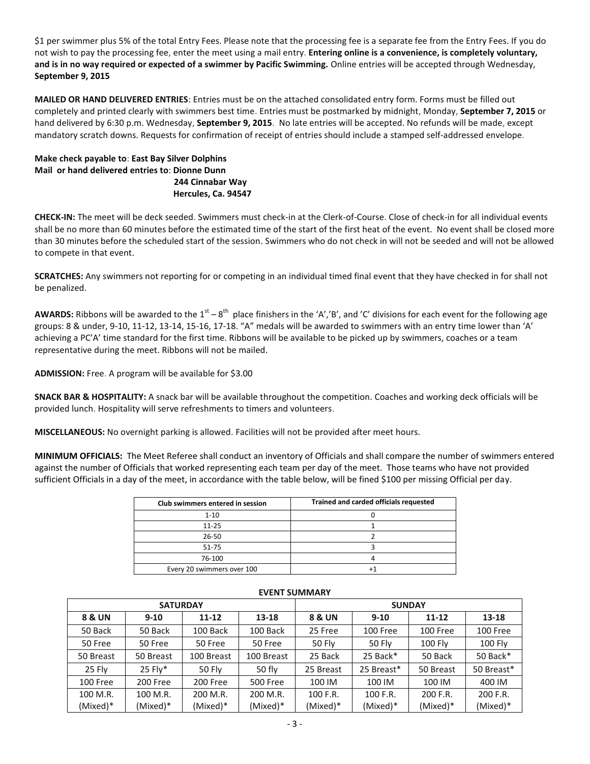$1 per swimmer plus 5% of the total Entry Fees. Please note that the processing fee is a separate fee from the Entry Fees. If you do not wish to pay the processing fee, enter the meet using a mail entry. **Entering online is a convenience, is completely voluntary, and is in no way required or expected of a swimmer by Pacific Swimming.** Online entries will be accepted through Wednesday, **September 9, 2015**

**MAILED OR HAND DELIVERED ENTRIES**: Entries must be on the attached consolidated entry form. Forms must be filled out completely and printed clearly with swimmers best time. Entries must be postmarked by midnight, Monday, **September 7, 2015** or hand delivered by 6:30 p.m. Wednesday, **September 9, 2015**. No late entries will be accepted. No refunds will be made, except mandatory scratch downs. Requests for confirmation of receipt of entries should include a stamped self-addressed envelope.

**Make check payable to**: **East Bay Silver Dolphins**
**Mail or hand delivered entries to**: **Dionne Dunn**
**244 Cinnabar Way**
**Hercules, Ca. 94547**

**CHECK-IN:** The meet will be deck seeded. Swimmers must check-in at the Clerk-of-Course. Close of check-in for all individual events shall be no more than 60 minutes before the estimated time of the start of the first heat of the event. No event shall be closed more than 30 minutes before the scheduled start of the session. Swimmers who do not check in will not be seeded and will not be allowed to compete in that event.

**SCRATCHES:** Any swimmers not reporting for or competing in an individual timed final event that they have checked in for shall not be penalized.

**AWARDS:** Ribbons will be awarded to the 1st – 8th place finishers in the 'A','B', and 'C' divisions for each event for the following age groups: 8 & under, 9-10, 11-12, 13-14, 15-16, 17-18. "A" medals will be awarded to swimmers with an entry time lower than 'A' achieving a PC'A' time standard for the first time. Ribbons will be available to be picked up by swimmers, coaches or a team representative during the meet. Ribbons will not be mailed.

**ADMISSION:** Free. A program will be available for $3.00

**SNACK BAR & HOSPITALITY:** A snack bar will be available throughout the competition. Coaches and working deck officials will be provided lunch. Hospitality will serve refreshments to timers and volunteers.

**MISCELLANEOUS:** No overnight parking is allowed. Facilities will not be provided after meet hours.

**MINIMUM OFFICIALS:** The Meet Referee shall conduct an inventory of Officials and shall compare the number of swimmers entered against the number of Officials that worked representing each team per day of the meet. Those teams who have not provided sufficient Officials in a day of the meet, in accordance with the table below, will be fined $100 per missing Official per day.

| Club swimmers entered in session | Trained and carded officials requested |
|---|---|
| 1-10 | 0 |
| 11-25 | 1 |
| 26-50 | 2 |
| 51-75 | 3 |
| 76-100 | 4 |
| Every 20 swimmers over 100 | +1 |

**EVENT SUMMARY**

| SATURDAY | | | | SUNDAY | | | |
|---|---|---|---|---|---|---|---|
| **8 & UN** | **9-10** | **11-12** | **13-18** | **8 & UN** | **9-10** | **11-12** | **13-18** |
| 50 Back | 50 Back | 100 Back | 100 Back | 25 Free | 100 Free | 100 Free | 100 Free |
| 50 Free | 50 Free | 50 Free | 50 Free | 50 Fly | 50 Fly | 100 Fly | 100 Fly |
| 50 Breast | 50 Breast | 100 Breast | 100 Breast | 25 Back | 25 Back* | 50 Back | 50 Back* |
| 25 Fly | 25 Fly* | 50 Fly | 50 fly | 25 Breast | 25 Breast* | 50 Breast | 50 Breast* |
| 100 Free | 200 Free | 200 Free | 500 Free | 100 IM | 100 IM | 100 IM | 400 IM |
| 100 M.R. (Mixed)* | 100 M.R. (Mixed)* | 200 M.R. (Mixed)* | 200 M.R. (Mixed)* | 100 F.R. (Mixed)* | 100 F.R. (Mixed)* | 200 F.R. (Mixed)* | 200 F.R. (Mixed)* |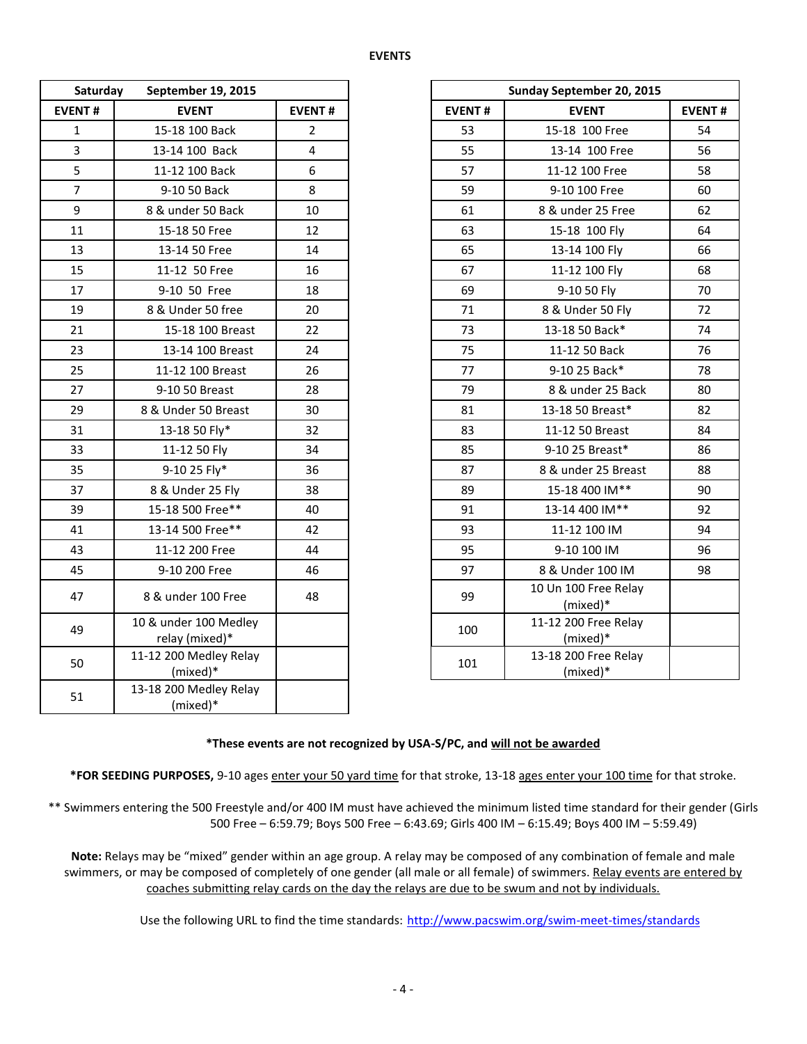**EVENTS**

| Saturday | September 19, 2015 | |
|---|---|---|
| **EVENT #** | **EVENT** | **EVENT #** |
| 1 | 15-18 100 Back | 2 |
| 3 | 13-14 100 Back | 4 |
| 5 | 11-12 100 Back | 6 |
| 7 | 9-10 50 Back | 8 |
| 9 | 8 & under 50 Back | 10 |
| 11 | 15-18 50 Free | 12 |
| 13 | 13-14 50 Free | 14 |
| 15 | 11-12 50 Free | 16 |
| 17 | 9-10 50 Free | 18 |
| 19 | 8 & Under 50 free | 20 |
| 21 | 15-18 100 Breast | 22 |
| 23 | 13-14 100 Breast | 24 |
| 25 | 11-12 100 Breast | 26 |
| 27 | 9-10 50 Breast | 28 |
| 29 | 8 & Under 50 Breast | 30 |
| 31 | 13-18 50 Fly* | 32 |
| 33 | 11-12 50 Fly | 34 |
| 35 | 9-10 25 Fly* | 36 |
| 37 | 8 & Under 25 Fly | 38 |
| 39 | 15-18 500 Free** | 40 |
| 41 | 13-14 500 Free** | 42 |
| 43 | 11-12 200 Free | 44 |
| 45 | 9-10 200 Free | 46 |
| 47 | 8 & under 100 Free | 48 |
| 49 | 10 & under 100 Medley relay (mixed)* | |
| 50 | 11-12 200 Medley Relay (mixed)* | |
| 51 | 13-18 200 Medley Relay (mixed)* | |

| Sunday September 20, 2015 | | |
|---|---|---|
| **EVENT #** | **EVENT** | **EVENT #** |
| 53 | 15-18 100 Free | 54 |
| 55 | 13-14 100 Free | 56 |
| 57 | 11-12 100 Free | 58 |
| 59 | 9-10 100 Free | 60 |
| 61 | 8 & under 25 Free | 62 |
| 63 | 15-18 100 Fly | 64 |
| 65 | 13-14 100 Fly | 66 |
| 67 | 11-12 100 Fly | 68 |
| 69 | 9-10 50 Fly | 70 |
| 71 | 8 & Under 50 Fly | 72 |
| 73 | 13-18 50 Back* | 74 |
| 75 | 11-12 50 Back | 76 |
| 77 | 9-10 25 Back* | 78 |
| 79 | 8 & under 25 Back | 80 |
| 81 | 13-18 50 Breast* | 82 |
| 83 | 11-12 50 Breast | 84 |
| 85 | 9-10 25 Breast* | 86 |
| 87 | 8 & under 25 Breast | 88 |
| 89 | 15-18 400 IM** | 90 |
| 91 | 13-14 400 IM** | 92 |
| 93 | 11-12 100 IM | 94 |
| 95 | 9-10 100 IM | 96 |
| 97 | 8 & Under 100 IM | 98 |
| 99 | 10 Un 100 Free Relay (mixed)* | |
| 100 | 11-12 200 Free Relay (mixed)* | |
| 101 | 13-18 200 Free Relay (mixed)* | |

**\*These events are not recognized by USA-S/PC, and will not be awarded**

***FOR SEEDING PURPOSES,** 9-10 ages enter your 50 yard time for that stroke, 13-18 ages enter your 100 time for that stroke.

** Swimmers entering the 500 Freestyle and/or 400 IM must have achieved the minimum listed time standard for their gender (Girls 500 Free – 6:59.79; Boys 500 Free – 6:43.69; Girls 400 IM – 6:15.49; Boys 400 IM – 5:59.49)

**Note:** Relays may be "mixed" gender within an age group. A relay may be composed of any combination of female and male swimmers, or may be composed of completely of one gender (all male or all female) of swimmers. Relay events are entered by coaches submitting relay cards on the day the relays are due to be swum and not by individuals.

Use the following URL to find the time standards: http://www.pacswim.org/swim-meet-times/standards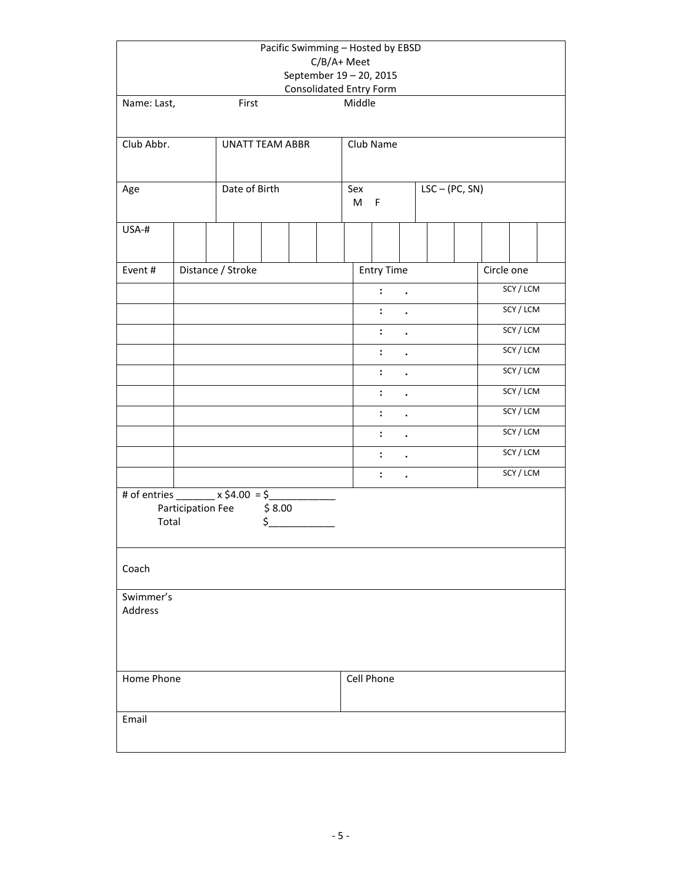Pacific Swimming – Hosted by EBSD
C/B/A+ Meet
September 19 – 20, 2015
Consolidated Entry Form

| Name: Last, | First | Middle |
|---|---|---|
| | | |

| Club Abbr. | UNATT TEAM ABBR | Club Name |
|---|---|---|
| | | |

| Age | Date of Birth | Sex M F | LSC – (PC, SN) |
|---|---|---|---|
| | | | |

| USA-# | | | | | | | | | | | | | | |
|---|---|---|---|---|---|---|---|---|---|---|---|---|---|---|

| Event # | Distance / Stroke | Entry Time | Circle one |
|---|---|---|---|
| | | : . | SCY / LCM |
| | | : . | SCY / LCM |
| | | : . | SCY / LCM |
| | | : . | SCY / LCM |
| | | : . | SCY / LCM |
| | | : . | SCY / LCM |
| | | : . | SCY / LCM |
| | | : . | SCY / LCM |
| | | : . | SCY / LCM |
| | | : . | SCY / LCM |

# of entries _______ x $4.00 = $____________
Participation Fee $ 8.00
Total $____________

Coach

Swimmer's Address

| Home Phone | Cell Phone |
|---|---|
| | |

Email